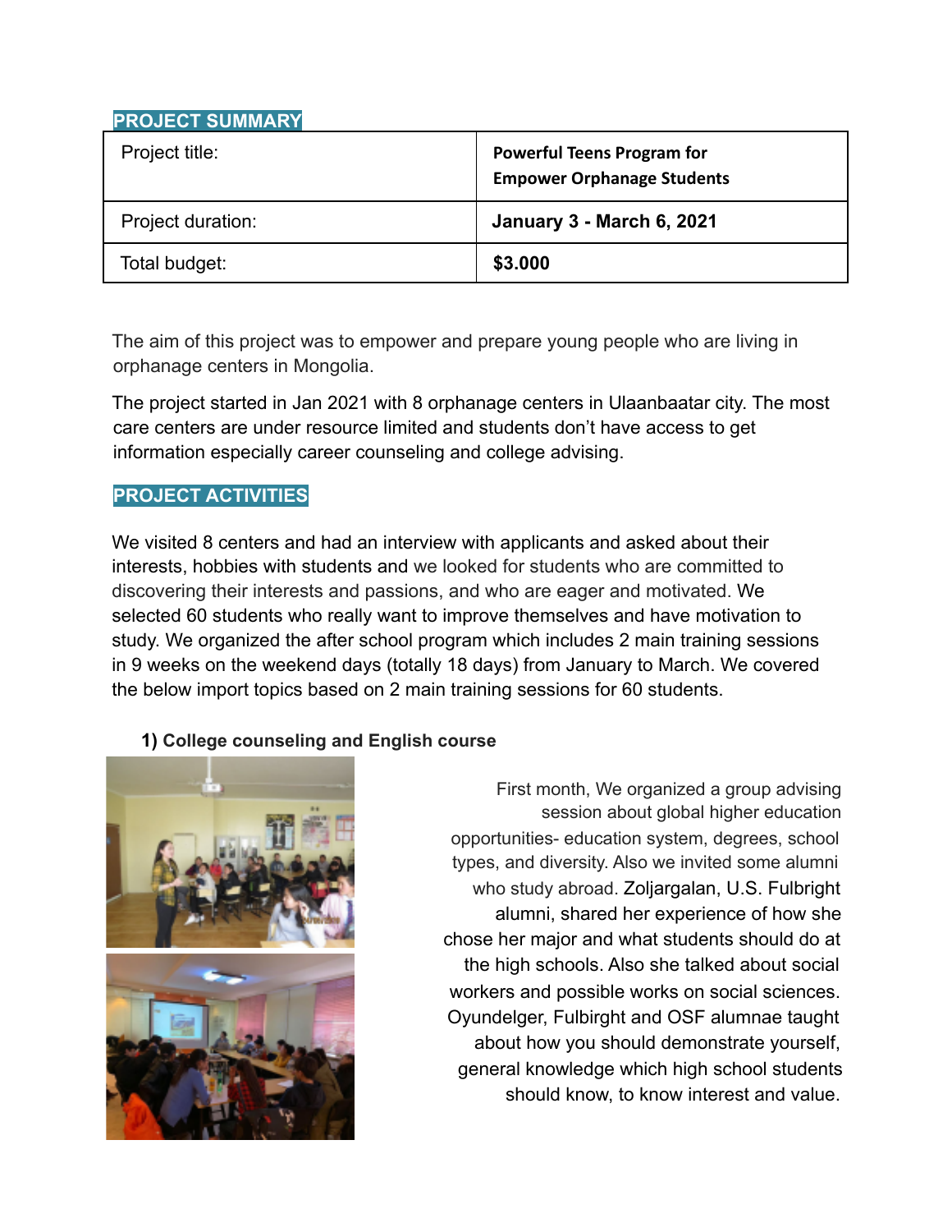## PROJECT SUMMARY

| Project title: | **Powerful Teens Program for Empower Orphanage Students** |
|---|---|
| Project duration: | **January 3 - March 6, 2021** |
| Total budget: | **$3.000** |

The aim of this project was to empower and prepare young people who are living in orphanage centers in Mongolia.

The project started in Jan 2021 with 8 orphanage centers in Ulaanbaatar city. The most care centers are under resource limited and students don't have access to get information especially career counseling and college advising.

## PROJECT ACTIVITIES

We visited 8 centers and had an interview with applicants and asked about their interests, hobbies with students and we looked for students who are committed to discovering their interests and passions, and who are eager and motivated. We selected 60 students who really want to improve themselves and have motivation to study. We organized the after school program which includes 2 main training sessions in 9 weeks on the weekend days (totally 18 days) from January to March. We covered the below import topics based on 2 main training sessions for 60 students.

### 1) College counseling and English course

First month, We organized a group advising session about global higher education opportunities- education system, degrees, school types, and diversity. Also we invited some alumni who study abroad. Zoljargalan, U.S. Fulbright alumni, shared her experience of how she chose her major and what students should do at the high schools. Also she talked about social workers and possible works on social sciences. Oyundelger, Fulbirght and OSF alumnae taught about how you should demonstrate yourself, general knowledge which high school students should know, to know interest and value.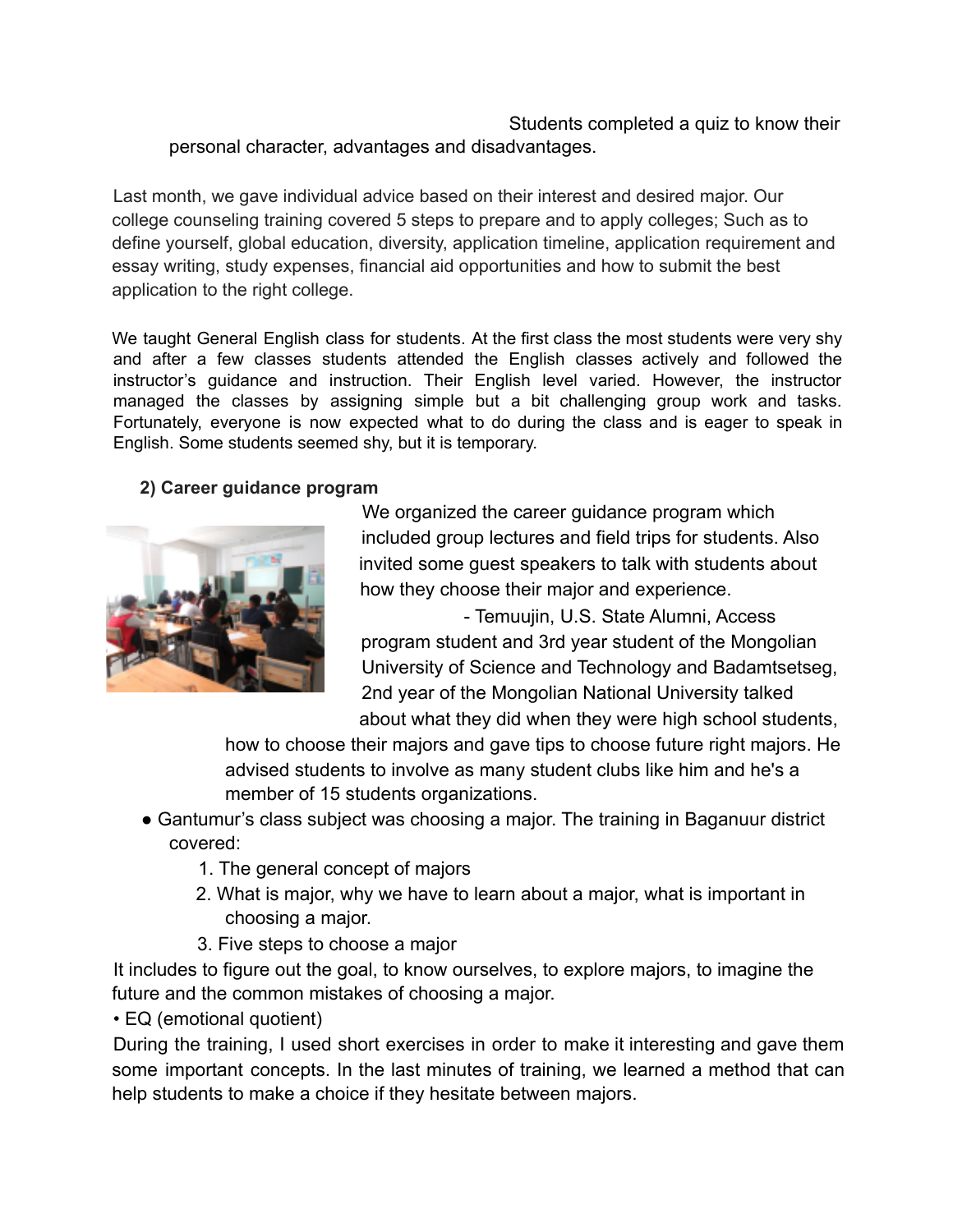Students completed a quiz to know their personal character, advantages and disadvantages.

Last month, we gave individual advice based on their interest and desired major. Our college counseling training covered 5 steps to prepare and to apply colleges; Such as to define yourself, global education, diversity, application timeline, application requirement and essay writing, study expenses, financial aid opportunities and how to submit the best application to the right college.

We taught General English class for students. At the first class the most students were very shy and after a few classes students attended the English classes actively and followed the instructor's guidance and instruction. Their English level varied. However, the instructor managed the classes by assigning simple but a bit challenging group work and tasks. Fortunately, everyone is now expected what to do during the class and is eager to speak in English. Some students seemed shy, but it is temporary.

**2) Career guidance program**

We organized the career guidance program which included group lectures and field trips for students. Also invited some guest speakers to talk with students about how they choose their major and experience.

- Temuujin, U.S. State Alumni, Access program student and 3rd year student of the Mongolian University of Science and Technology and Badamtsetseg, 2nd year of the Mongolian National University talked about what they did when they were high school students, how to choose their majors and gave tips to choose future right majors. He advised students to involve as many student clubs like him and he's a member of 15 students organizations.
- Gantumur's class subject was choosing a major. The training in Baganuur district covered:
  1. The general concept of majors
  2. What is major, why we have to learn about a major, what is important in choosing a major.
  3. Five steps to choose a major

It includes to figure out the goal, to know ourselves, to explore majors, to imagine the future and the common mistakes of choosing a major.

• EQ (emotional quotient)

During the training, I used short exercises in order to make it interesting and gave them some important concepts. In the last minutes of training, we learned a method that can help students to make a choice if they hesitate between majors.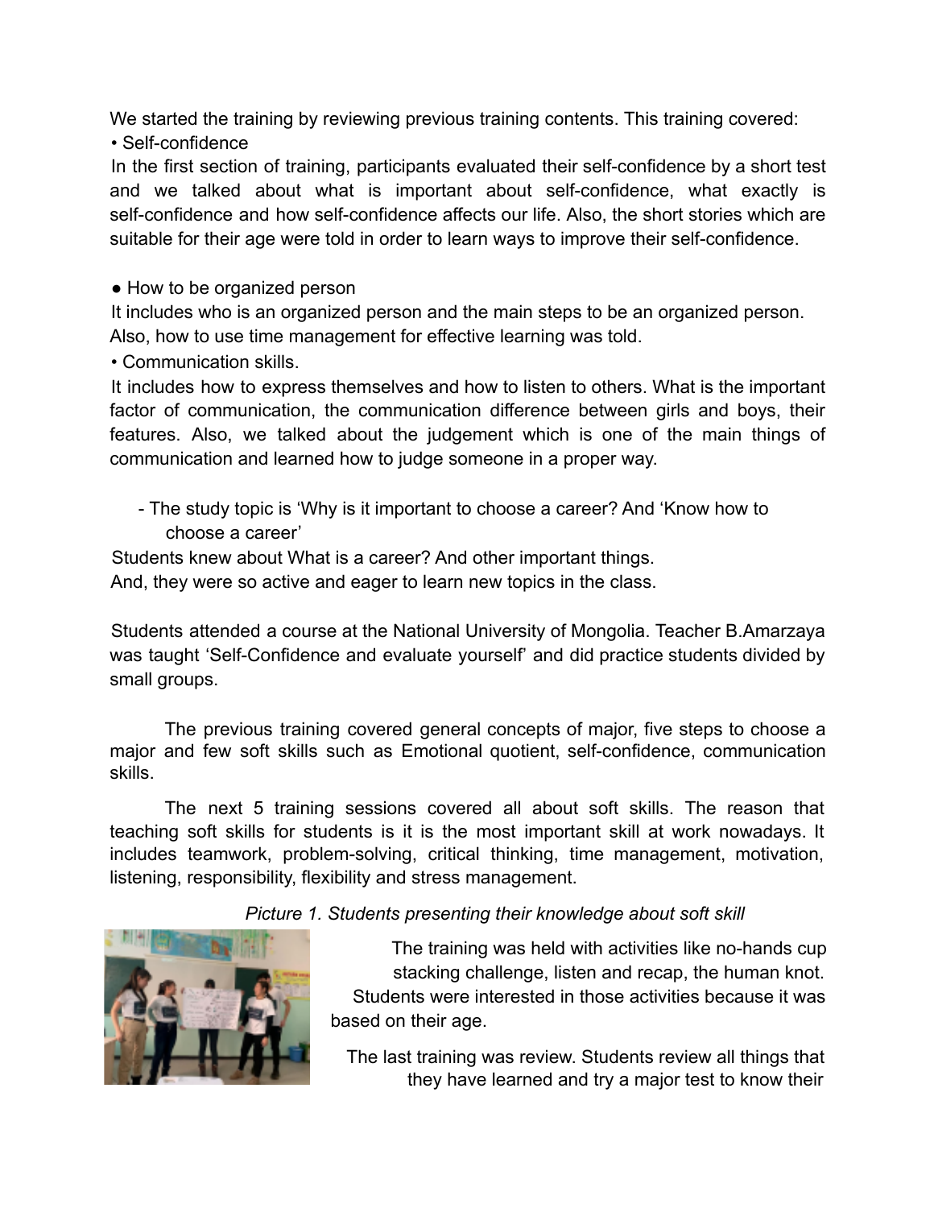We started the training by reviewing previous training contents. This training covered:

- Self-confidence

In the first section of training, participants evaluated their self-confidence by a short test and we talked about what is important about self-confidence, what exactly is self-confidence and how self-confidence affects our life. Also, the short stories which are suitable for their age were told in order to learn ways to improve their self-confidence.

- How to be organized person

It includes who is an organized person and the main steps to be an organized person. Also, how to use time management for effective learning was told.

- Communication skills.

It includes how to express themselves and how to listen to others. What is the important factor of communication, the communication difference between girls and boys, their features. Also, we talked about the judgement which is one of the main things of communication and learned how to judge someone in a proper way.

- The study topic is 'Why is it important to choose a career? And 'Know how to choose a career'

Students knew about What is a career? And other important things.
And, they were so active and eager to learn new topics in the class.

Students attended a course at the National University of Mongolia. Teacher B.Amarzaya was taught 'Self-Confidence and evaluate yourself' and did practice students divided by small groups.

The previous training covered general concepts of major, five steps to choose a major and few soft skills such as Emotional quotient, self-confidence, communication skills.

The next 5 training sessions covered all about soft skills. The reason that teaching soft skills for students is it is the most important skill at work nowadays. It includes teamwork, problem-solving, critical thinking, time management, motivation, listening, responsibility, flexibility and stress management.

*Picture 1. Students presenting their knowledge about soft skill*

The training was held with activities like no-hands cup stacking challenge, listen and recap, the human knot. Students were interested in those activities because it was based on their age.

The last training was review. Students review all things that they have learned and try a major test to know their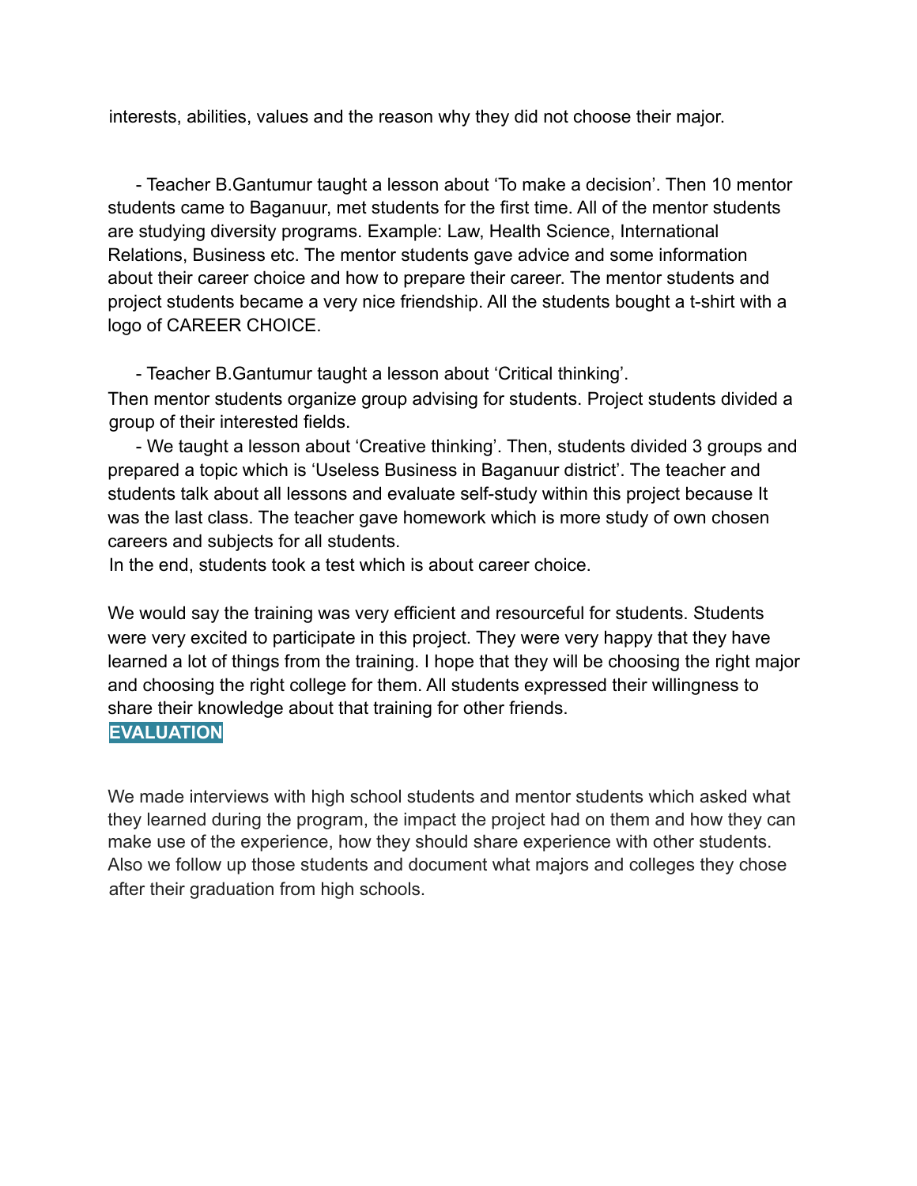interests, abilities, values and the reason why they did not choose their major.

- Teacher B.Gantumur taught a lesson about ‘To make a decision’. Then 10 mentor students came to Baganuur, met students for the first time. All of the mentor students are studying diversity programs. Example: Law, Health Science, International Relations, Business etc. The mentor students gave advice and some information about their career choice and how to prepare their career. The mentor students and project students became a very nice friendship. All the students bought a t-shirt with a logo of CAREER CHOICE.

- Teacher B.Gantumur taught a lesson about ‘Critical thinking’.
Then mentor students organize group advising for students. Project students divided a group of their interested fields.
- We taught a lesson about ‘Creative thinking’. Then, students divided 3 groups and prepared a topic which is ‘Useless Business in Baganuur district’. The teacher and students talk about all lessons and evaluate self-study within this project because It was the last class. The teacher gave homework which is more study of own chosen careers and subjects for all students.

In the end, students took a test which is about career choice.

We would say the training was very efficient and resourceful for students. Students were very excited to participate in this project. They were very happy that they have learned a lot of things from the training. I hope that they will be choosing the right major and choosing the right college for them. All students expressed their willingness to share their knowledge about that training for other friends.

## EVALUATION

We made interviews with high school students and mentor students which asked what they learned during the program, the impact the project had on them and how they can make use of the experience, how they should share experience with other students. Also we follow up those students and document what majors and colleges they chose after their graduation from high schools.